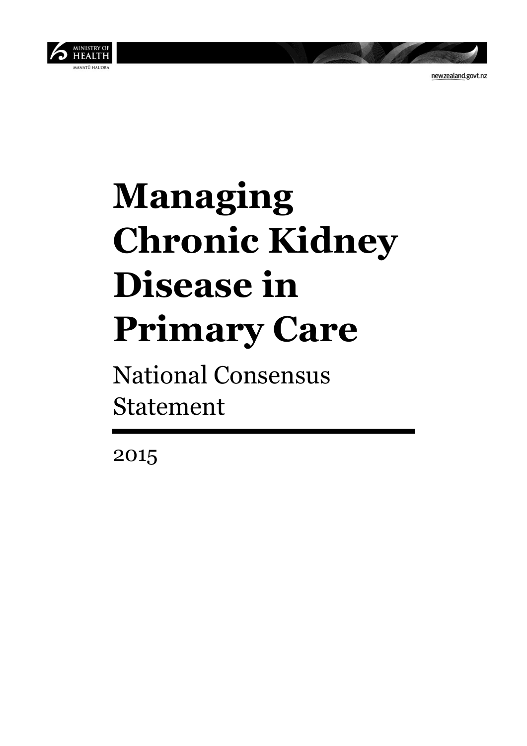# Managing Chronic Kidney Disease in Primary Care

National Consensus Statement

2015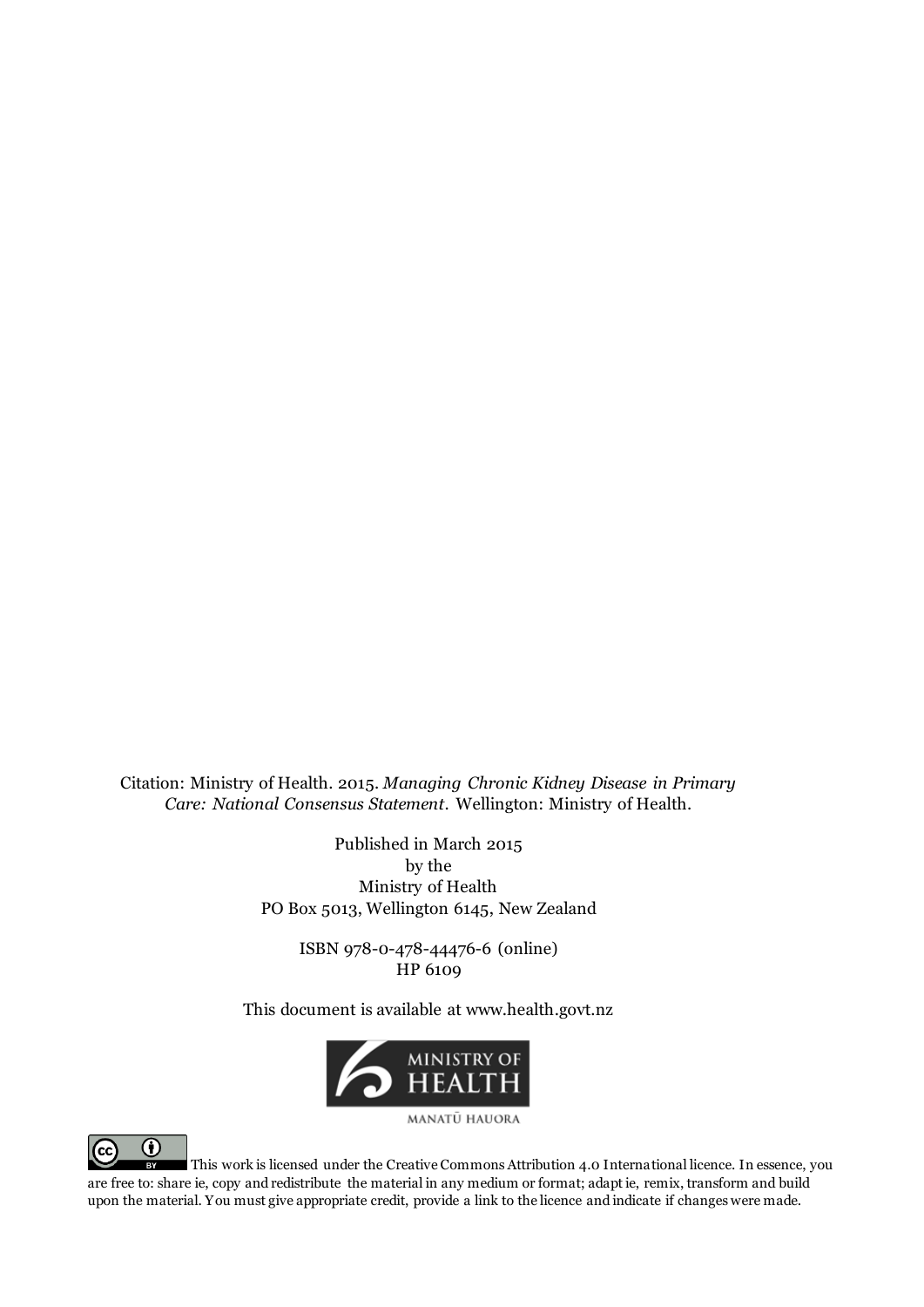Citation: Ministry of Health. 2015. *Managing Chronic Kidney Disease in Primary Care: National Consensus Statement*. Wellington: Ministry of Health.

Published in March 2015
by the
Ministry of Health
PO Box 5013, Wellington 6145, New Zealand

ISBN 978-0-478-44476-6 (online)
HP 6109

This document is available at www.health.govt.nz

MINISTRY OF HEALTH
MANATŪ HAUORA

This work is licensed under the Creative Commons Attribution 4.0 International licence. In essence, you are free to: share ie, copy and redistribute the material in any medium or format; adapt ie, remix, transform and build upon the material. You must give appropriate credit, provide a link to the licence and indicate if changes were made.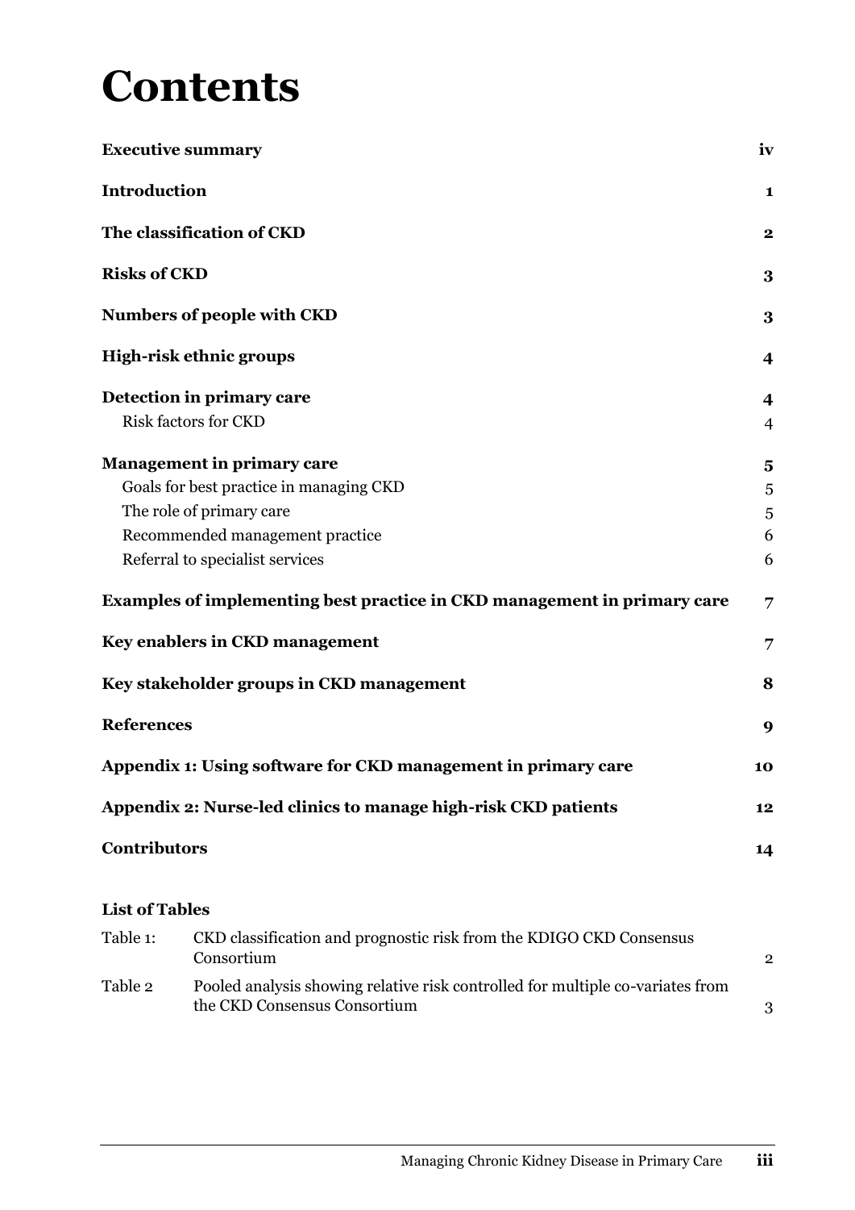# Contents

| | |
|---|---|
| **Executive summary** | **iv** |
| **Introduction** | **1** |
| **The classification of CKD** | **2** |
| **Risks of CKD** | **3** |
| **Numbers of people with CKD** | **3** |
| **High-risk ethnic groups** | **4** |
| **Detection in primary care** | **4** |
| Risk factors for CKD | 4 |
| **Management in primary care** | **5** |
| Goals for best practice in managing CKD | 5 |
| The role of primary care | 5 |
| Recommended management practice | 6 |
| Referral to specialist services | 6 |
| **Examples of implementing best practice in CKD management in primary care** | **7** |
| **Key enablers in CKD management** | **7** |
| **Key stakeholder groups in CKD management** | **8** |
| **References** | **9** |
| **Appendix 1: Using software for CKD management in primary care** | **10** |
| **Appendix 2: Nurse-led clinics to manage high-risk CKD patients** | **12** |
| **Contributors** | **14** |

**List of Tables**

| | | |
|---|---|---|
| Table 1: | CKD classification and prognostic risk from the KDIGO CKD Consensus Consortium | 2 |
| Table 2 | Pooled analysis showing relative risk controlled for multiple co-variates from the CKD Consensus Consortium | 3 |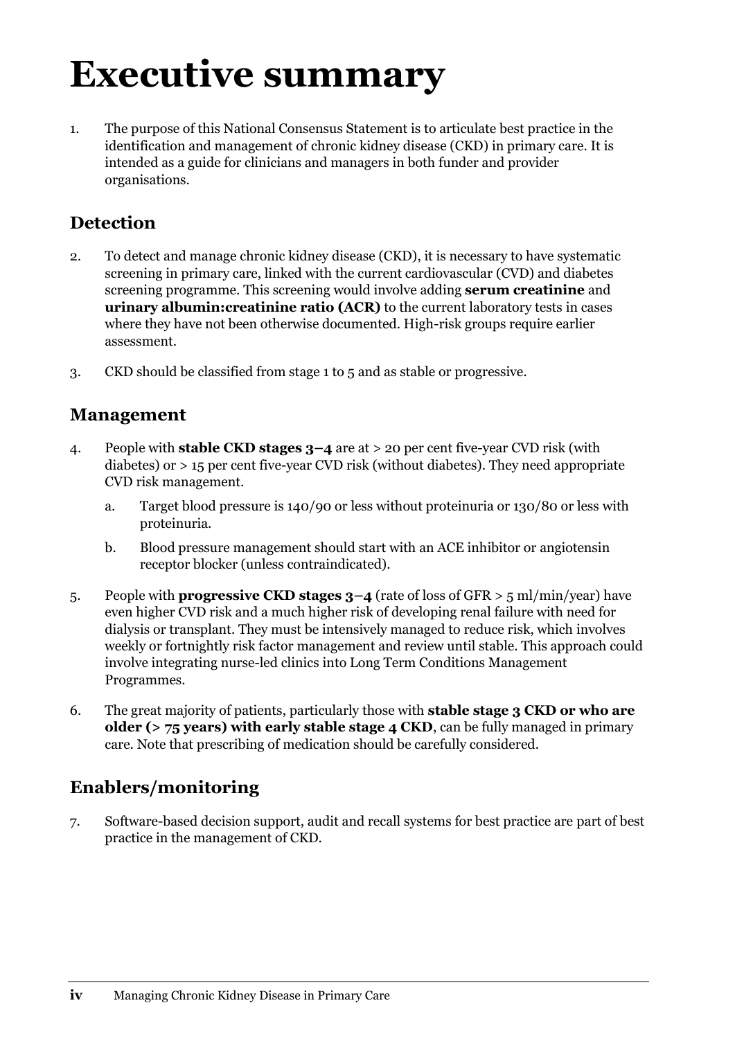# Executive summary

1. The purpose of this National Consensus Statement is to articulate best practice in the identification and management of chronic kidney disease (CKD) in primary care. It is intended as a guide for clinicians and managers in both funder and provider organisations.

## Detection

2. To detect and manage chronic kidney disease (CKD), it is necessary to have systematic screening in primary care, linked with the current cardiovascular (CVD) and diabetes screening programme. This screening would involve adding **serum creatinine** and **urinary albumin:creatinine ratio (ACR)** to the current laboratory tests in cases where they have not been otherwise documented. High-risk groups require earlier assessment.

3. CKD should be classified from stage 1 to 5 and as stable or progressive.

## Management

4. People with **stable CKD stages 3–4** are at > 20 per cent five-year CVD risk (with diabetes) or > 15 per cent five-year CVD risk (without diabetes). They need appropriate CVD risk management.

   a. Target blood pressure is 140/90 or less without proteinuria or 130/80 or less with proteinuria.

   b. Blood pressure management should start with an ACE inhibitor or angiotensin receptor blocker (unless contraindicated).

5. People with **progressive CKD stages 3–4** (rate of loss of GFR > 5 ml/min/year) have even higher CVD risk and a much higher risk of developing renal failure with need for dialysis or transplant. They must be intensively managed to reduce risk, which involves weekly or fortnightly risk factor management and review until stable. This approach could involve integrating nurse-led clinics into Long Term Conditions Management Programmes.

6. The great majority of patients, particularly those with **stable stage 3 CKD or who are older (> 75 years) with early stable stage 4 CKD**, can be fully managed in primary care. Note that prescribing of medication should be carefully considered.

## Enablers/monitoring

7. Software-based decision support, audit and recall systems for best practice are part of best practice in the management of CKD.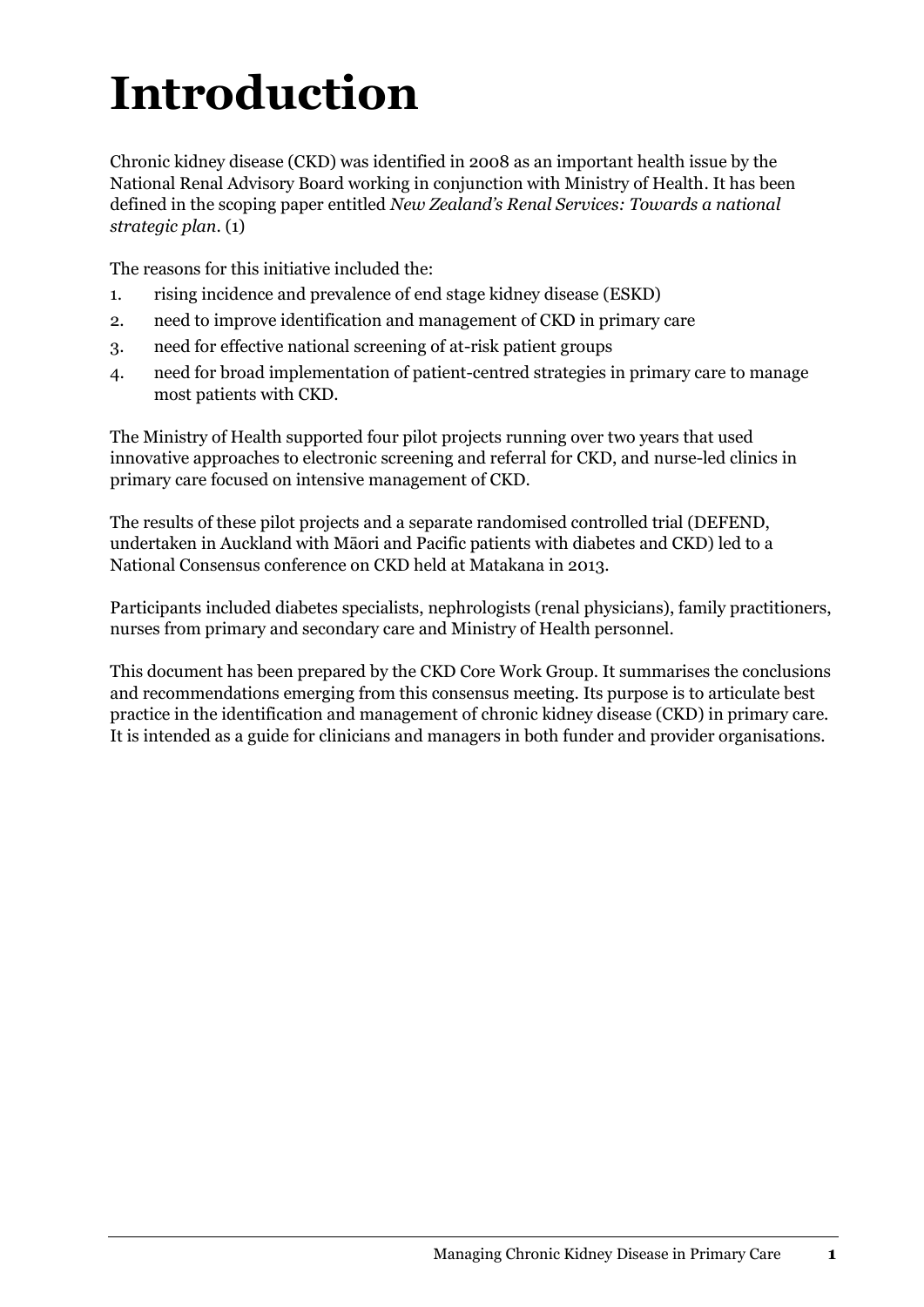# Introduction

Chronic kidney disease (CKD) was identified in 2008 as an important health issue by the National Renal Advisory Board working in conjunction with Ministry of Health. It has been defined in the scoping paper entitled *New Zealand's Renal Services: Towards a national strategic plan*. (1)

The reasons for this initiative included the:

1. rising incidence and prevalence of end stage kidney disease (ESKD)
2. need to improve identification and management of CKD in primary care
3. need for effective national screening of at-risk patient groups
4. need for broad implementation of patient-centred strategies in primary care to manage most patients with CKD.

The Ministry of Health supported four pilot projects running over two years that used innovative approaches to electronic screening and referral for CKD, and nurse-led clinics in primary care focused on intensive management of CKD.

The results of these pilot projects and a separate randomised controlled trial (DEFEND, undertaken in Auckland with Māori and Pacific patients with diabetes and CKD) led to a National Consensus conference on CKD held at Matakana in 2013.

Participants included diabetes specialists, nephrologists (renal physicians), family practitioners, nurses from primary and secondary care and Ministry of Health personnel.

This document has been prepared by the CKD Core Work Group. It summarises the conclusions and recommendations emerging from this consensus meeting. Its purpose is to articulate best practice in the identification and management of chronic kidney disease (CKD) in primary care. It is intended as a guide for clinicians and managers in both funder and provider organisations.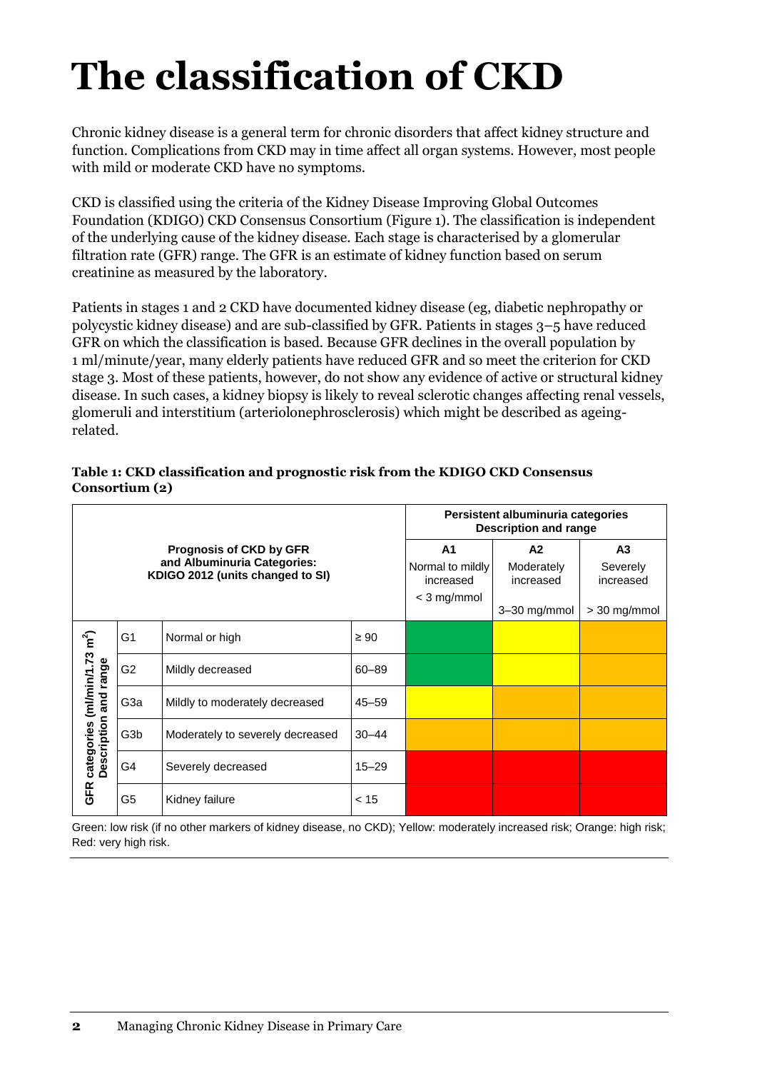# The classification of CKD

Chronic kidney disease is a general term for chronic disorders that affect kidney structure and function. Complications from CKD may in time affect all organ systems. However, most people with mild or moderate CKD have no symptoms.

CKD is classified using the criteria of the Kidney Disease Improving Global Outcomes Foundation (KDIGO) CKD Consensus Consortium (Figure 1). The classification is independent of the underlying cause of the kidney disease. Each stage is characterised by a glomerular filtration rate (GFR) range. The GFR is an estimate of kidney function based on serum creatinine as measured by the laboratory.

Patients in stages 1 and 2 CKD have documented kidney disease (eg, diabetic nephropathy or polycystic kidney disease) and are sub-classified by GFR. Patients in stages 3–5 have reduced GFR on which the classification is based. Because GFR declines in the overall population by 1 ml/minute/year, many elderly patients have reduced GFR and so meet the criterion for CKD stage 3. Most of these patients, however, do not show any evidence of active or structural kidney disease. In such cases, a kidney biopsy is likely to reveal sclerotic changes affecting renal vessels, glomeruli and interstitium (arteriolonephrosclerosis) which might be described as ageing-related.

**Table 1: CKD classification and prognostic risk from the KDIGO CKD Consensus Consortium (2)**

| **Prognosis of CKD by GFR and Albuminuria Categories: KDIGO 2012 (units changed to SI)** | | | | **Persistent albuminuria categories Description and range** | | |
|---|---|---|---|---|---|---|
| | | | | **A1** Normal to mildly increased < 3 mg/mmol | **A2** Moderately increased 3–30 mg/mmol | **A3** Severely increased > 30 mg/mmol |
| **GFR categories ($ml/min/1.73\ m^2$) Description and range** | G1 | Normal or high | ≥ 90 | Green | Yellow | Orange |
| | G2 | Mildly decreased | 60–89 | Green | Yellow | Orange |
| | G3a | Mildly to moderately decreased | 45–59 | Yellow | Orange | Orange |
| | G3b | Moderately to severely decreased | 30–44 | Orange | Orange | Orange |
| | G4 | Severely decreased | 15–29 | Red | Red | Red |
| | G5 | Kidney failure | < 15 | Red | Red | Red |

Green: low risk (if no other markers of kidney disease, no CKD); Yellow: moderately increased risk; Orange: high risk; Red: very high risk.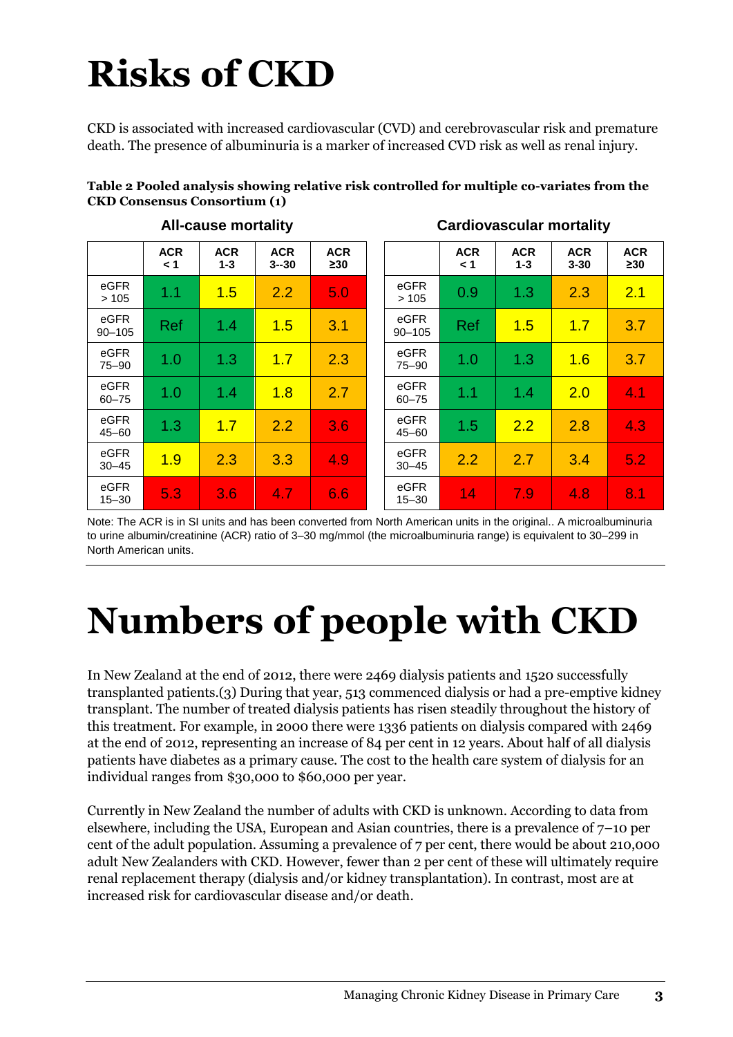# Risks of CKD

CKD is associated with increased cardiovascular (CVD) and cerebrovascular risk and premature death. The presence of albuminuria is a marker of increased CVD risk as well as renal injury.

**Table 2 Pooled analysis showing relative risk controlled for multiple co-variates from the CKD Consensus Consortium (1)**

**All-cause mortality**

| | ACR < 1 | ACR 1-3 | ACR 3--30 | ACR ≥30 |
|---|---|---|---|---|
| eGFR > 105 | 1.1 | 1.5 | 2.2 | 5.0 |
| eGFR 90–105 | Ref | 1.4 | 1.5 | 3.1 |
| eGFR 75–90 | 1.0 | 1.3 | 1.7 | 2.3 |
| eGFR 60–75 | 1.0 | 1.4 | 1.8 | 2.7 |
| eGFR 45–60 | 1.3 | 1.7 | 2.2 | 3.6 |
| eGFR 30–45 | 1.9 | 2.3 | 3.3 | 4.9 |
| eGFR 15–30 | 5.3 | 3.6 | 4.7 | 6.6 |

**Cardiovascular mortality**

| | ACR < 1 | ACR 1-3 | ACR 3-30 | ACR ≥30 |
|---|---|---|---|---|
| eGFR > 105 | 0.9 | 1.3 | 2.3 | 2.1 |
| eGFR 90–105 | Ref | 1.5 | 1.7 | 3.7 |
| eGFR 75–90 | 1.0 | 1.3 | 1.6 | 3.7 |
| eGFR 60–75 | 1.1 | 1.4 | 2.0 | 4.1 |
| eGFR 45–60 | 1.5 | 2.2 | 2.8 | 4.3 |
| eGFR 30–45 | 2.2 | 2.7 | 3.4 | 5.2 |
| eGFR 15–30 | 14 | 7.9 | 4.8 | 8.1 |

Note: The ACR is in SI units and has been converted from North American units in the original.. A microalbuminuria to urine albumin/creatinine (ACR) ratio of 3–30 mg/mmol (the microalbuminuria range) is equivalent to 30–299 in North American units.

# Numbers of people with CKD

In New Zealand at the end of 2012, there were 2469 dialysis patients and 1520 successfully transplanted patients.(3) During that year, 513 commenced dialysis or had a pre-emptive kidney transplant. The number of treated dialysis patients has risen steadily throughout the history of this treatment. For example, in 2000 there were 1336 patients on dialysis compared with 2469 at the end of 2012, representing an increase of 84 per cent in 12 years. About half of all dialysis patients have diabetes as a primary cause. The cost to the health care system of dialysis for an individual ranges from $30,000 to $60,000 per year.

Currently in New Zealand the number of adults with CKD is unknown. According to data from elsewhere, including the USA, European and Asian countries, there is a prevalence of 7–10 per cent of the adult population. Assuming a prevalence of 7 per cent, there would be about 210,000 adult New Zealanders with CKD. However, fewer than 2 per cent of these will ultimately require renal replacement therapy (dialysis and/or kidney transplantation). In contrast, most are at increased risk for cardiovascular disease and/or death.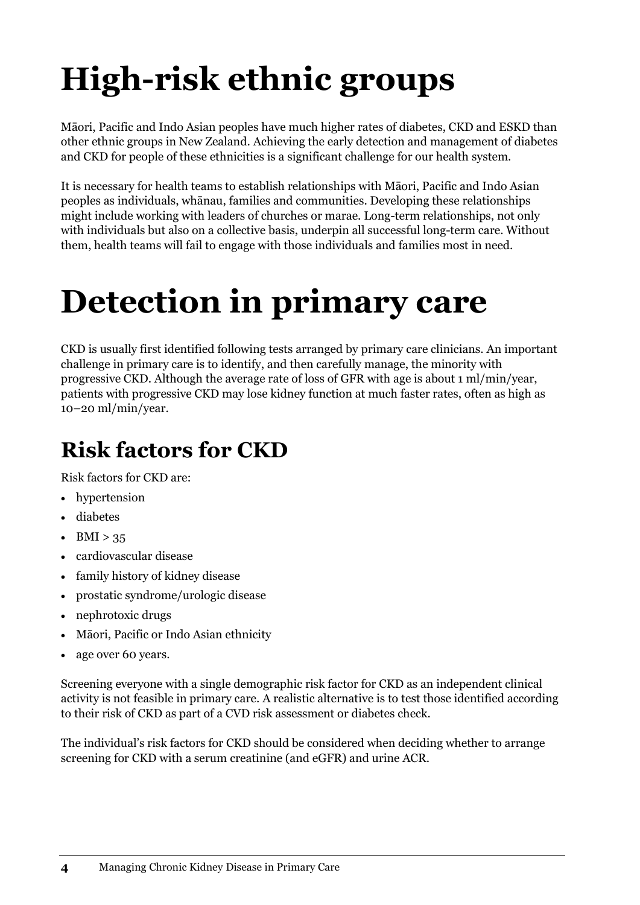# High-risk ethnic groups

Māori, Pacific and Indo Asian peoples have much higher rates of diabetes, CKD and ESKD than other ethnic groups in New Zealand. Achieving the early detection and management of diabetes and CKD for people of these ethnicities is a significant challenge for our health system.

It is necessary for health teams to establish relationships with Māori, Pacific and Indo Asian peoples as individuals, whānau, families and communities. Developing these relationships might include working with leaders of churches or marae. Long-term relationships, not only with individuals but also on a collective basis, underpin all successful long-term care. Without them, health teams will fail to engage with those individuals and families most in need.

# Detection in primary care

CKD is usually first identified following tests arranged by primary care clinicians. An important challenge in primary care is to identify, and then carefully manage, the minority with progressive CKD. Although the average rate of loss of GFR with age is about 1 ml/min/year, patients with progressive CKD may lose kidney function at much faster rates, often as high as 10–20 ml/min/year.

## Risk factors for CKD

Risk factors for CKD are:

- hypertension
- diabetes
- BMI > 35
- cardiovascular disease
- family history of kidney disease
- prostatic syndrome/urologic disease
- nephrotoxic drugs
- Māori, Pacific or Indo Asian ethnicity
- age over 60 years.

Screening everyone with a single demographic risk factor for CKD as an independent clinical activity is not feasible in primary care. A realistic alternative is to test those identified according to their risk of CKD as part of a CVD risk assessment or diabetes check.

The individual's risk factors for CKD should be considered when deciding whether to arrange screening for CKD with a serum creatinine (and eGFR) and urine ACR.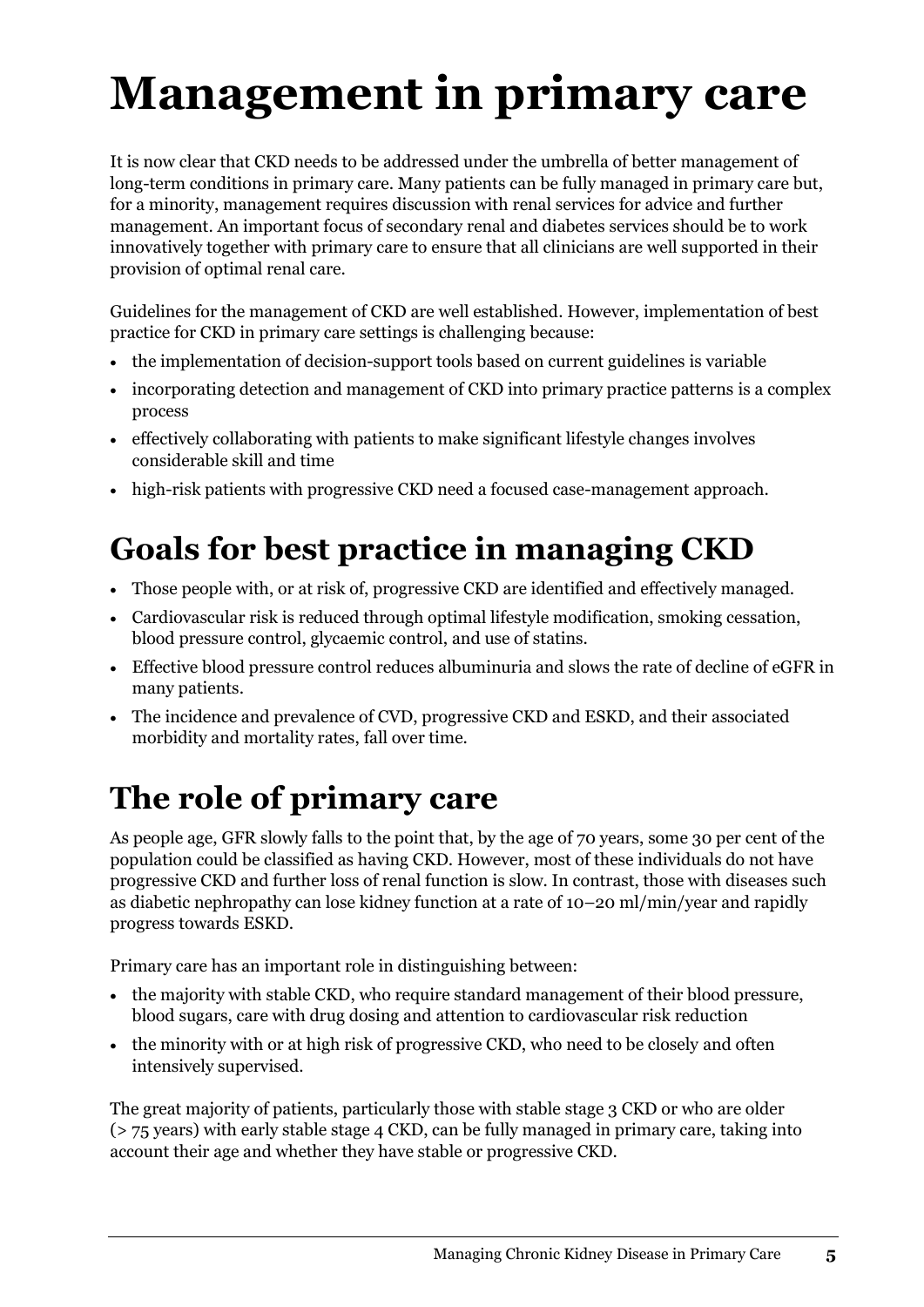# Management in primary care

It is now clear that CKD needs to be addressed under the umbrella of better management of long-term conditions in primary care. Many patients can be fully managed in primary care but, for a minority, management requires discussion with renal services for advice and further management. An important focus of secondary renal and diabetes services should be to work innovatively together with primary care to ensure that all clinicians are well supported in their provision of optimal renal care.

Guidelines for the management of CKD are well established. However, implementation of best practice for CKD in primary care settings is challenging because:

- the implementation of decision-support tools based on current guidelines is variable
- incorporating detection and management of CKD into primary practice patterns is a complex process
- effectively collaborating with patients to make significant lifestyle changes involves considerable skill and time
- high-risk patients with progressive CKD need a focused case-management approach.

## Goals for best practice in managing CKD

- Those people with, or at risk of, progressive CKD are identified and effectively managed.
- Cardiovascular risk is reduced through optimal lifestyle modification, smoking cessation, blood pressure control, glycaemic control, and use of statins.
- Effective blood pressure control reduces albuminuria and slows the rate of decline of eGFR in many patients.
- The incidence and prevalence of CVD, progressive CKD and ESKD, and their associated morbidity and mortality rates, fall over time.

## The role of primary care

As people age, GFR slowly falls to the point that, by the age of 70 years, some 30 per cent of the population could be classified as having CKD. However, most of these individuals do not have progressive CKD and further loss of renal function is slow. In contrast, those with diseases such as diabetic nephropathy can lose kidney function at a rate of 10–20 ml/min/year and rapidly progress towards ESKD.

Primary care has an important role in distinguishing between:

- the majority with stable CKD, who require standard management of their blood pressure, blood sugars, care with drug dosing and attention to cardiovascular risk reduction
- the minority with or at high risk of progressive CKD, who need to be closely and often intensively supervised.

The great majority of patients, particularly those with stable stage 3 CKD or who are older (> 75 years) with early stable stage 4 CKD, can be fully managed in primary care, taking into account their age and whether they have stable or progressive CKD.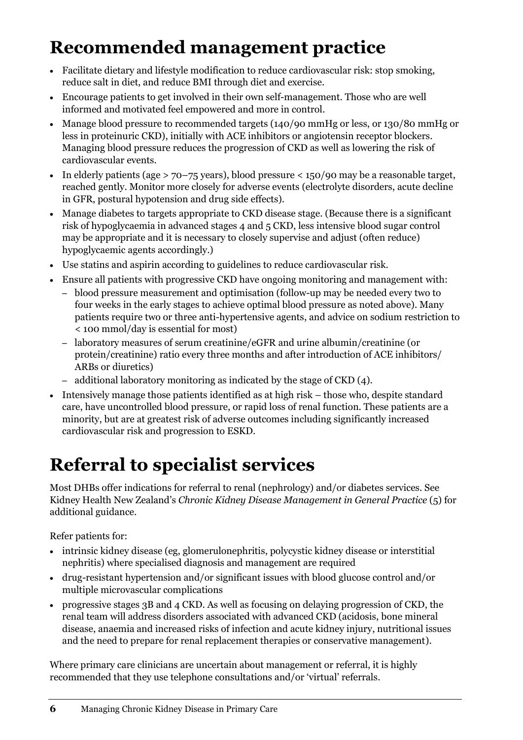## Recommended management practice

- Facilitate dietary and lifestyle modification to reduce cardiovascular risk: stop smoking, reduce salt in diet, and reduce BMI through diet and exercise.
- Encourage patients to get involved in their own self-management. Those who are well informed and motivated feel empowered and more in control.
- Manage blood pressure to recommended targets (140/90 mmHg or less, or 130/80 mmHg or less in proteinuric CKD), initially with ACE inhibitors or angiotensin receptor blockers. Managing blood pressure reduces the progression of CKD as well as lowering the risk of cardiovascular events.
- In elderly patients (age > 70–75 years), blood pressure < 150/90 may be a reasonable target, reached gently. Monitor more closely for adverse events (electrolyte disorders, acute decline in GFR, postural hypotension and drug side effects).
- Manage diabetes to targets appropriate to CKD disease stage. (Because there is a significant risk of hypoglycaemia in advanced stages 4 and 5 CKD, less intensive blood sugar control may be appropriate and it is necessary to closely supervise and adjust (often reduce) hypoglycaemic agents accordingly.)
- Use statins and aspirin according to guidelines to reduce cardiovascular risk.
- Ensure all patients with progressive CKD have ongoing monitoring and management with:
  - blood pressure measurement and optimisation (follow-up may be needed every two to four weeks in the early stages to achieve optimal blood pressure as noted above). Many patients require two or three anti-hypertensive agents, and advice on sodium restriction to < 100 mmol/day is essential for most)
  - laboratory measures of serum creatinine/eGFR and urine albumin/creatinine (or protein/creatinine) ratio every three months and after introduction of ACE inhibitors/ ARBs or diuretics)
  - additional laboratory monitoring as indicated by the stage of CKD (4).
- Intensively manage those patients identified as at high risk – those who, despite standard care, have uncontrolled blood pressure, or rapid loss of renal function. These patients are a minority, but are at greatest risk of adverse outcomes including significantly increased cardiovascular risk and progression to ESKD.

## Referral to specialist services

Most DHBs offer indications for referral to renal (nephrology) and/or diabetes services. See Kidney Health New Zealand's *Chronic Kidney Disease Management in General Practice* (5) for additional guidance.

Refer patients for:

- intrinsic kidney disease (eg, glomerulonephritis, polycystic kidney disease or interstitial nephritis) where specialised diagnosis and management are required
- drug-resistant hypertension and/or significant issues with blood glucose control and/or multiple microvascular complications
- progressive stages 3B and 4 CKD. As well as focusing on delaying progression of CKD, the renal team will address disorders associated with advanced CKD (acidosis, bone mineral disease, anaemia and increased risks of infection and acute kidney injury, nutritional issues and the need to prepare for renal replacement therapies or conservative management).

Where primary care clinicians are uncertain about management or referral, it is highly recommended that they use telephone consultations and/or 'virtual' referrals.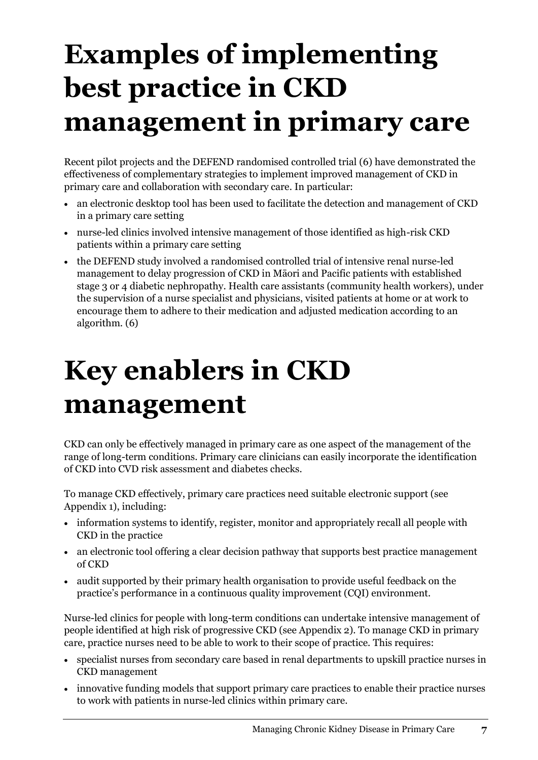# Examples of implementing best practice in CKD management in primary care

Recent pilot projects and the DEFEND randomised controlled trial (6) have demonstrated the effectiveness of complementary strategies to implement improved management of CKD in primary care and collaboration with secondary care. In particular:

- an electronic desktop tool has been used to facilitate the detection and management of CKD in a primary care setting
- nurse-led clinics involved intensive management of those identified as high-risk CKD patients within a primary care setting
- the DEFEND study involved a randomised controlled trial of intensive renal nurse-led management to delay progression of CKD in Māori and Pacific patients with established stage 3 or 4 diabetic nephropathy. Health care assistants (community health workers), under the supervision of a nurse specialist and physicians, visited patients at home or at work to encourage them to adhere to their medication and adjusted medication according to an algorithm. (6)

# Key enablers in CKD management

CKD can only be effectively managed in primary care as one aspect of the management of the range of long-term conditions. Primary care clinicians can easily incorporate the identification of CKD into CVD risk assessment and diabetes checks.

To manage CKD effectively, primary care practices need suitable electronic support (see Appendix 1), including:

- information systems to identify, register, monitor and appropriately recall all people with CKD in the practice
- an electronic tool offering a clear decision pathway that supports best practice management of CKD
- audit supported by their primary health organisation to provide useful feedback on the practice's performance in a continuous quality improvement (CQI) environment.

Nurse-led clinics for people with long-term conditions can undertake intensive management of people identified at high risk of progressive CKD (see Appendix 2). To manage CKD in primary care, practice nurses need to be able to work to their scope of practice. This requires:

- specialist nurses from secondary care based in renal departments to upskill practice nurses in CKD management
- innovative funding models that support primary care practices to enable their practice nurses to work with patients in nurse-led clinics within primary care.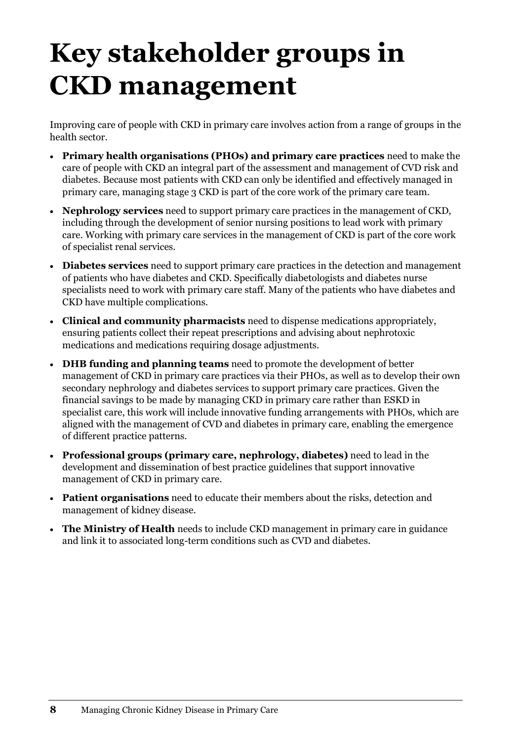# Key stakeholder groups in CKD management

Improving care of people with CKD in primary care involves action from a range of groups in the health sector.

- **Primary health organisations (PHOs) and primary care practices** need to make the care of people with CKD an integral part of the assessment and management of CVD risk and diabetes. Because most patients with CKD can only be identified and effectively managed in primary care, managing stage 3 CKD is part of the core work of the primary care team.
- **Nephrology services** need to support primary care practices in the management of CKD, including through the development of senior nursing positions to lead work with primary care. Working with primary care services in the management of CKD is part of the core work of specialist renal services.
- **Diabetes services** need to support primary care practices in the detection and management of patients who have diabetes and CKD. Specifically diabetologists and diabetes nurse specialists need to work with primary care staff. Many of the patients who have diabetes and CKD have multiple complications.
- **Clinical and community pharmacists** need to dispense medications appropriately, ensuring patients collect their repeat prescriptions and advising about nephrotoxic medications and medications requiring dosage adjustments.
- **DHB funding and planning teams** need to promote the development of better management of CKD in primary care practices via their PHOs, as well as to develop their own secondary nephrology and diabetes services to support primary care practices. Given the financial savings to be made by managing CKD in primary care rather than ESKD in specialist care, this work will include innovative funding arrangements with PHOs, which are aligned with the management of CVD and diabetes in primary care, enabling the emergence of different practice patterns.
- **Professional groups (primary care, nephrology, diabetes)** need to lead in the development and dissemination of best practice guidelines that support innovative management of CKD in primary care.
- **Patient organisations** need to educate their members about the risks, detection and management of kidney disease.
- **The Ministry of Health** needs to include CKD management in primary care in guidance and link it to associated long-term conditions such as CVD and diabetes.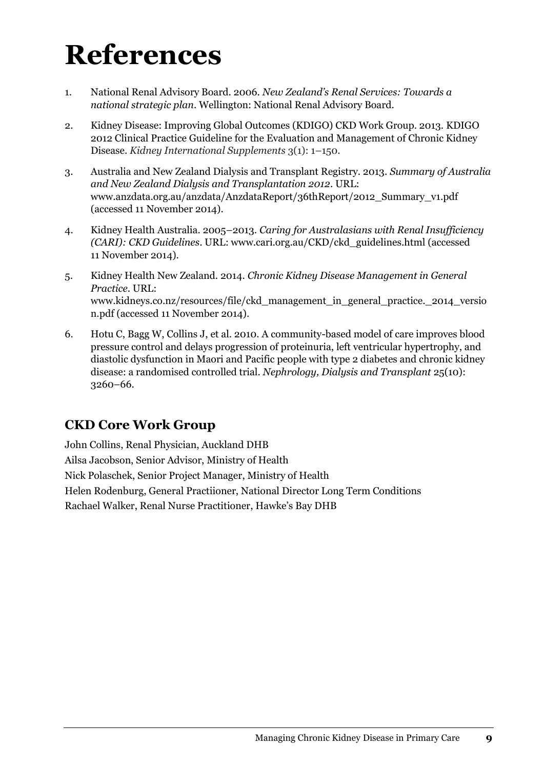# References

1. National Renal Advisory Board. 2006. *New Zealand's Renal Services: Towards a national strategic plan*. Wellington: National Renal Advisory Board.

2. Kidney Disease: Improving Global Outcomes (KDIGO) CKD Work Group. 2013. KDIGO 2012 Clinical Practice Guideline for the Evaluation and Management of Chronic Kidney Disease. *Kidney International Supplements* 3(1): 1–150.

3. Australia and New Zealand Dialysis and Transplant Registry. 2013. *Summary of Australia and New Zealand Dialysis and Transplantation 2012*. URL: www.anzdata.org.au/anzdata/AnzdataReport/36thReport/2012_Summary_v1.pdf (accessed 11 November 2014).

4. Kidney Health Australia. 2005–2013. *Caring for Australasians with Renal Insufficiency (CARI): CKD Guidelines*. URL: www.cari.org.au/CKD/ckd_guidelines.html (accessed 11 November 2014).

5. Kidney Health New Zealand. 2014. *Chronic Kidney Disease Management in General Practice*. URL: www.kidneys.co.nz/resources/file/ckd_management_in_general_practice._2014_version.pdf (accessed 11 November 2014).

6. Hotu C, Bagg W, Collins J, et al. 2010. A community-based model of care improves blood pressure control and delays progression of proteinuria, left ventricular hypertrophy, and diastolic dysfunction in Maori and Pacific people with type 2 diabetes and chronic kidney disease: a randomised controlled trial. *Nephrology, Dialysis and Transplant* 25(10): 3260–66.

## CKD Core Work Group

John Collins, Renal Physician, Auckland DHB
Ailsa Jacobson, Senior Advisor, Ministry of Health
Nick Polaschek, Senior Project Manager, Ministry of Health
Helen Rodenburg, General Practiioner, National Director Long Term Conditions
Rachael Walker, Renal Nurse Practitioner, Hawke's Bay DHB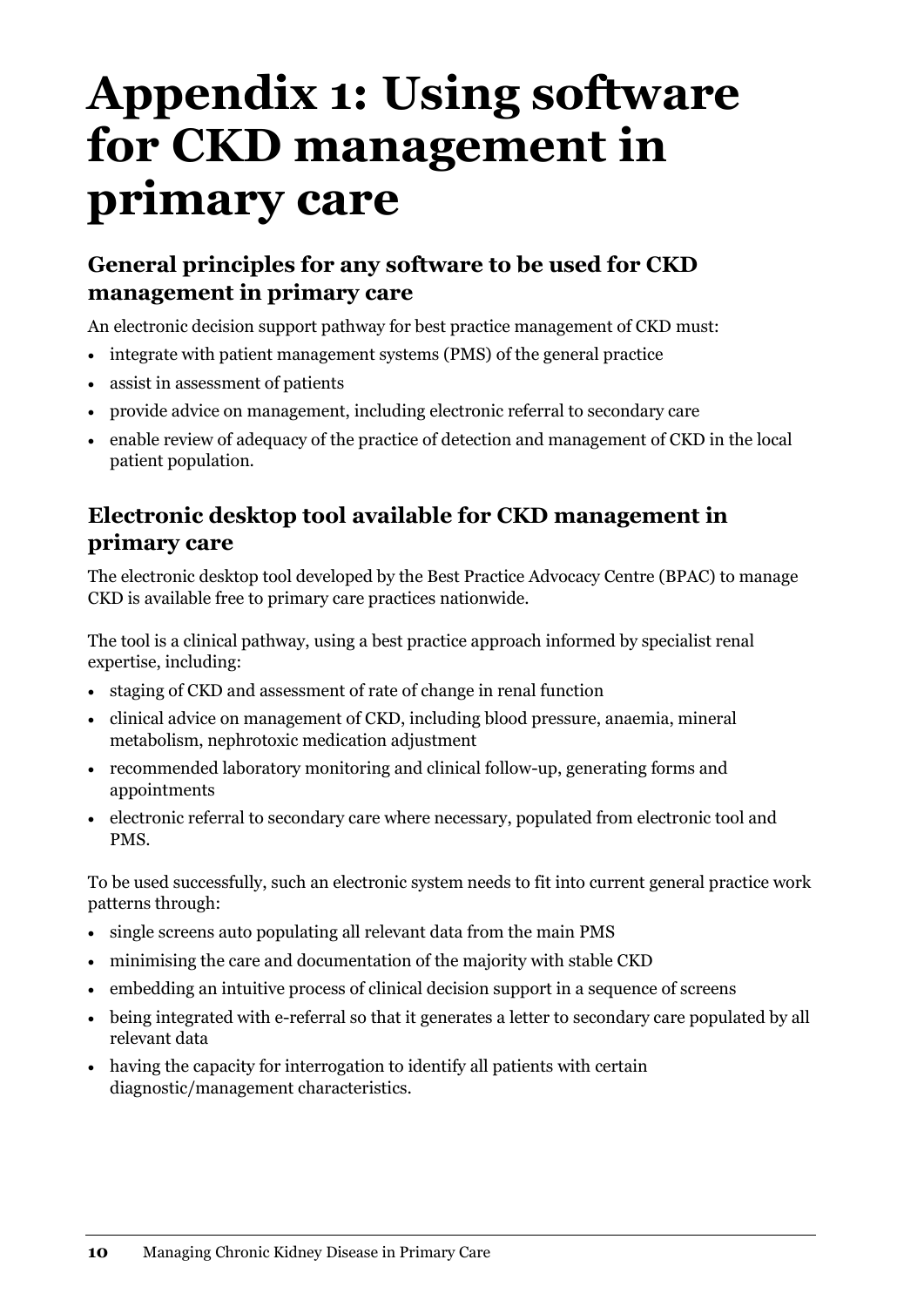# Appendix 1: Using software for CKD management in primary care

## General principles for any software to be used for CKD management in primary care

An electronic decision support pathway for best practice management of CKD must:

- integrate with patient management systems (PMS) of the general practice
- assist in assessment of patients
- provide advice on management, including electronic referral to secondary care
- enable review of adequacy of the practice of detection and management of CKD in the local patient population.

## Electronic desktop tool available for CKD management in primary care

The electronic desktop tool developed by the Best Practice Advocacy Centre (BPAC) to manage CKD is available free to primary care practices nationwide.

The tool is a clinical pathway, using a best practice approach informed by specialist renal expertise, including:

- staging of CKD and assessment of rate of change in renal function
- clinical advice on management of CKD, including blood pressure, anaemia, mineral metabolism, nephrotoxic medication adjustment
- recommended laboratory monitoring and clinical follow-up, generating forms and appointments
- electronic referral to secondary care where necessary, populated from electronic tool and PMS.

To be used successfully, such an electronic system needs to fit into current general practice work patterns through:

- single screens auto populating all relevant data from the main PMS
- minimising the care and documentation of the majority with stable CKD
- embedding an intuitive process of clinical decision support in a sequence of screens
- being integrated with e-referral so that it generates a letter to secondary care populated by all relevant data
- having the capacity for interrogation to identify all patients with certain diagnostic/management characteristics.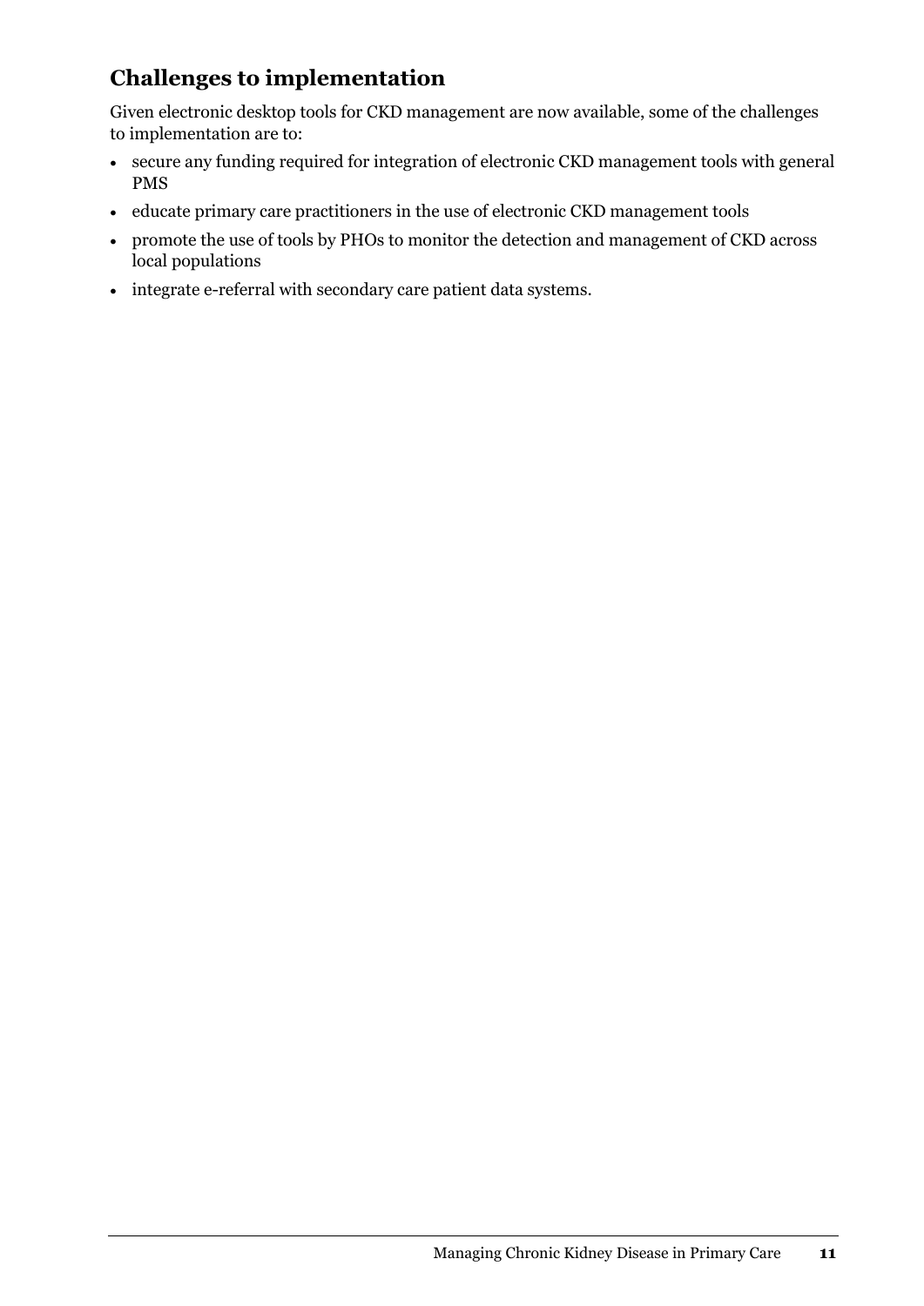## Challenges to implementation

Given electronic desktop tools for CKD management are now available, some of the challenges to implementation are to:

- secure any funding required for integration of electronic CKD management tools with general PMS
- educate primary care practitioners in the use of electronic CKD management tools
- promote the use of tools by PHOs to monitor the detection and management of CKD across local populations
- integrate e-referral with secondary care patient data systems.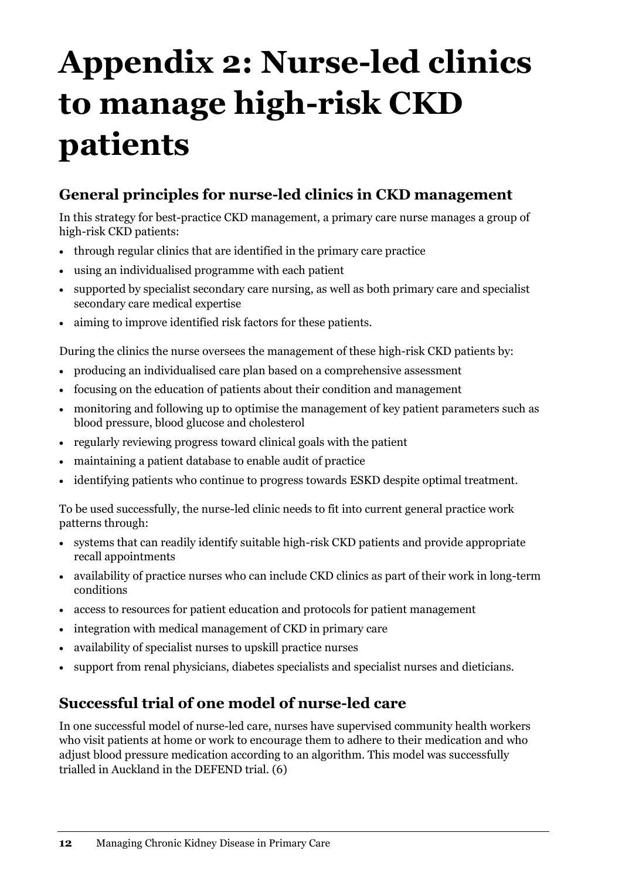# Appendix 2: Nurse-led clinics to manage high-risk CKD patients

## General principles for nurse-led clinics in CKD management

In this strategy for best-practice CKD management, a primary care nurse manages a group of high-risk CKD patients:

- through regular clinics that are identified in the primary care practice
- using an individualised programme with each patient
- supported by specialist secondary care nursing, as well as both primary care and specialist secondary care medical expertise
- aiming to improve identified risk factors for these patients.

During the clinics the nurse oversees the management of these high-risk CKD patients by:

- producing an individualised care plan based on a comprehensive assessment
- focusing on the education of patients about their condition and management
- monitoring and following up to optimise the management of key patient parameters such as blood pressure, blood glucose and cholesterol
- regularly reviewing progress toward clinical goals with the patient
- maintaining a patient database to enable audit of practice
- identifying patients who continue to progress towards ESKD despite optimal treatment.

To be used successfully, the nurse-led clinic needs to fit into current general practice work patterns through:

- systems that can readily identify suitable high-risk CKD patients and provide appropriate recall appointments
- availability of practice nurses who can include CKD clinics as part of their work in long-term conditions
- access to resources for patient education and protocols for patient management
- integration with medical management of CKD in primary care
- availability of specialist nurses to upskill practice nurses
- support from renal physicians, diabetes specialists and specialist nurses and dieticians.

## Successful trial of one model of nurse-led care

In one successful model of nurse-led care, nurses have supervised community health workers who visit patients at home or work to encourage them to adhere to their medication and who adjust blood pressure medication according to an algorithm. This model was successfully trialled in Auckland in the DEFEND trial. (6)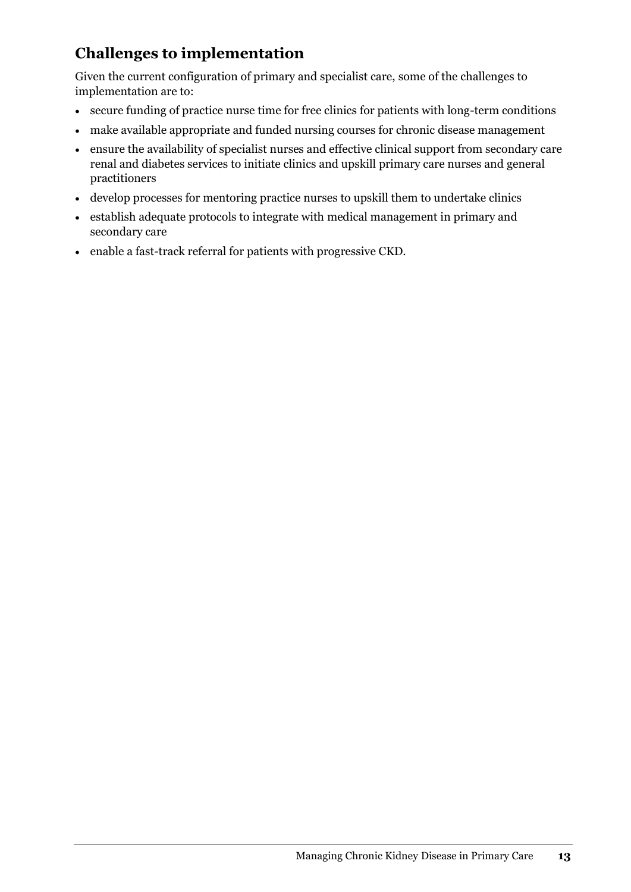## Challenges to implementation

Given the current configuration of primary and specialist care, some of the challenges to implementation are to:

- secure funding of practice nurse time for free clinics for patients with long-term conditions
- make available appropriate and funded nursing courses for chronic disease management
- ensure the availability of specialist nurses and effective clinical support from secondary care renal and diabetes services to initiate clinics and upskill primary care nurses and general practitioners
- develop processes for mentoring practice nurses to upskill them to undertake clinics
- establish adequate protocols to integrate with medical management in primary and secondary care
- enable a fast-track referral for patients with progressive CKD.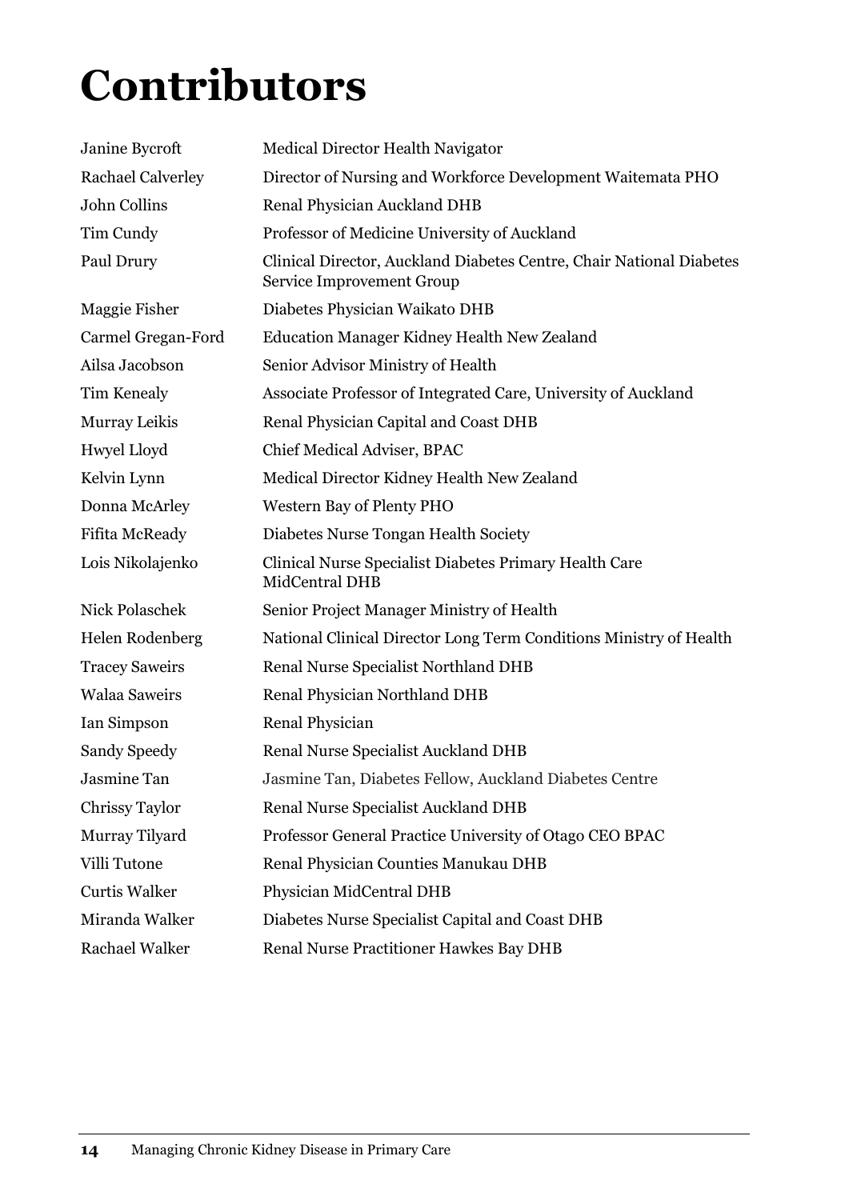# Contributors

| | |
|---|---|
| Janine Bycroft | Medical Director Health Navigator |
| Rachael Calverley | Director of Nursing and Workforce Development Waitemata PHO |
| John Collins | Renal Physician Auckland DHB |
| Tim Cundy | Professor of Medicine University of Auckland |
| Paul Drury | Clinical Director, Auckland Diabetes Centre, Chair National Diabetes Service Improvement Group |
| Maggie Fisher | Diabetes Physician Waikato DHB |
| Carmel Gregan-Ford | Education Manager Kidney Health New Zealand |
| Ailsa Jacobson | Senior Advisor Ministry of Health |
| Tim Kenealy | Associate Professor of Integrated Care, University of Auckland |
| Murray Leikis | Renal Physician Capital and Coast DHB |
| Hwyel Lloyd | Chief Medical Adviser, BPAC |
| Kelvin Lynn | Medical Director Kidney Health New Zealand |
| Donna McArley | Western Bay of Plenty PHO |
| Fifita McReady | Diabetes Nurse Tongan Health Society |
| Lois Nikolajenko | Clinical Nurse Specialist Diabetes Primary Health Care MidCentral DHB |
| Nick Polaschek | Senior Project Manager Ministry of Health |
| Helen Rodenberg | National Clinical Director Long Term Conditions Ministry of Health |
| Tracey Saweirs | Renal Nurse Specialist Northland DHB |
| Walaa Saweirs | Renal Physician Northland DHB |
| Ian Simpson | Renal Physician |
| Sandy Speedy | Renal Nurse Specialist Auckland DHB |
| Jasmine Tan | Jasmine Tan, Diabetes Fellow, Auckland Diabetes Centre |
| Chrissy Taylor | Renal Nurse Specialist Auckland DHB |
| Murray Tilyard | Professor General Practice University of Otago CEO BPAC |
| Villi Tutone | Renal Physician Counties Manukau DHB |
| Curtis Walker | Physician MidCentral DHB |
| Miranda Walker | Diabetes Nurse Specialist Capital and Coast DHB |
| Rachael Walker | Renal Nurse Practitioner Hawkes Bay DHB |